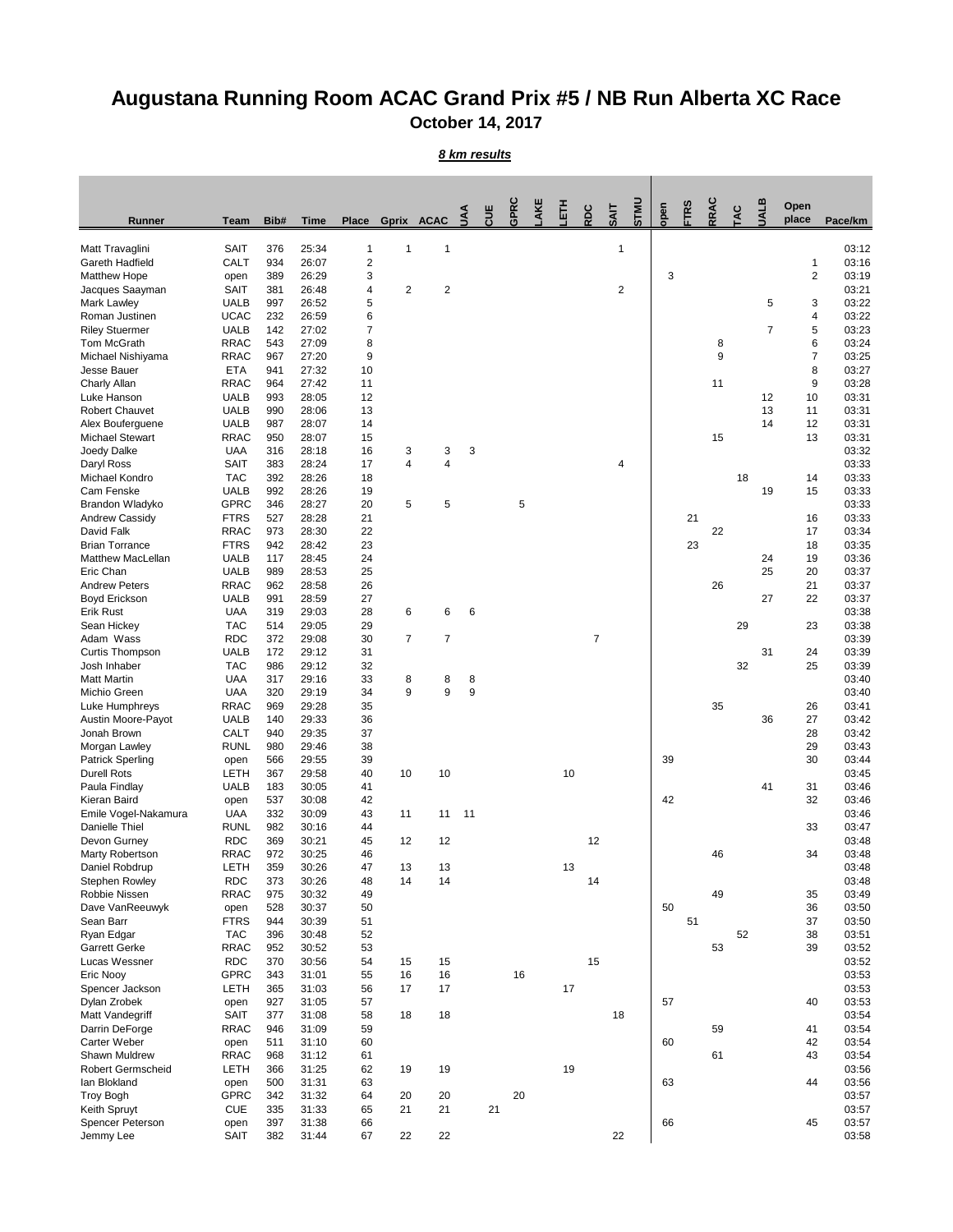# Augustana Running Room ACAC Grand Prix #5 / NB Run Alberta XC Race

**October 14, 2017**

***8 km results***

| Runner | Team | Bib# | Time | Place | Gprix | ACAC | UAA | CUE | GPRC | LAKE | LETH | RDC | SAIT | STMU | open | FTRS | RRAC | TAC | UALB | Open place | Pace/km |
|---|---|---|---|---|---|---|---|---|---|---|---|---|---|---|---|---|---|---|---|---|---|
| Matt Travaglini | SAIT | 376 | 25:34 | 1 | 1 | 1 | | | | | | | 1 | | | | | | | | 03:12 |
| Gareth Hadfield | CALT | 934 | 26:07 | 2 | | | | | | | | | | | | | | | | 1 | 03:16 |
| Matthew Hope | open | 389 | 26:29 | 3 | | | | | | | | | | | 3 | | | | | 2 | 03:19 |
| Jacques Saayman | SAIT | 381 | 26:48 | 4 | 2 | 2 | | | | | | | 2 | | | | | | | | 03:21 |
| Mark Lawley | UALB | 997 | 26:52 | 5 | | | | | | | | | | | | | | | 5 | 3 | 03:22 |
| Roman Justinen | UCAC | 232 | 26:59 | 6 | | | | | | | | | | | | | | | | 4 | 03:22 |
| Riley Stuermer | UALB | 142 | 27:02 | 7 | | | | | | | | | | | | | | | 7 | 5 | 03:23 |
| Tom McGrath | RRAC | 543 | 27:09 | 8 | | | | | | | | | | | | | 8 | | | 6 | 03:24 |
| Michael Nishiyama | RRAC | 967 | 27:20 | 9 | | | | | | | | | | | | | 9 | | | 7 | 03:25 |
| Jesse Bauer | ETA | 941 | 27:32 | 10 | | | | | | | | | | | | | | | | 8 | 03:27 |
| Charly Allan | RRAC | 964 | 27:42 | 11 | | | | | | | | | | | | | 11 | | | 9 | 03:28 |
| Luke Hanson | UALB | 993 | 28:05 | 12 | | | | | | | | | | | | | | | 12 | 10 | 03:31 |
| Robert Chauvet | UALB | 990 | 28:06 | 13 | | | | | | | | | | | | | | | 13 | 11 | 03:31 |
| Alex Bouferguene | UALB | 987 | 28:07 | 14 | | | | | | | | | | | | | | | 14 | 12 | 03:31 |
| Michael Stewart | RRAC | 950 | 28:07 | 15 | | | | | | | | | | | | | 15 | | | 13 | 03:31 |
| Joedy Dalke | UAA | 316 | 28:18 | 16 | 3 | 3 | 3 | | | | | | | | | | | | | | 03:32 |
| Daryl Ross | SAIT | 383 | 28:24 | 17 | 4 | 4 | | | | | | | 4 | | | | | | | | 03:33 |
| Michael Kondro | TAC | 392 | 28:26 | 18 | | | | | | | | | | | | | | 18 | | 14 | 03:33 |
| Cam Fenske | UALB | 992 | 28:26 | 19 | | | | | | | | | | | | | | | 19 | 15 | 03:33 |
| Brandon Wladyko | GPRC | 346 | 28:27 | 20 | 5 | 5 | | | 5 | | | | | | | | | | | | 03:33 |
| Andrew Cassidy | FTRS | 527 | 28:28 | 21 | | | | | | | | | | | | 21 | | | | 16 | 03:33 |
| David Falk | RRAC | 973 | 28:30 | 22 | | | | | | | | | | | | | 22 | | | 17 | 03:34 |
| Brian Torrance | FTRS | 942 | 28:42 | 23 | | | | | | | | | | | | 23 | | | | 18 | 03:35 |
| Matthew MacLellan | UALB | 117 | 28:45 | 24 | | | | | | | | | | | | | | | 24 | 19 | 03:36 |
| Eric Chan | UALB | 989 | 28:53 | 25 | | | | | | | | | | | | | | | 25 | 20 | 03:37 |
| Andrew Peters | RRAC | 962 | 28:58 | 26 | | | | | | | | | | | | | 26 | | | 21 | 03:37 |
| Boyd Erickson | UALB | 991 | 28:59 | 27 | | | | | | | | | | | | | | | 27 | 22 | 03:37 |
| Erik Rust | UAA | 319 | 29:03 | 28 | 6 | 6 | 6 | | | | | | | | | | | | | | 03:38 |
| Sean Hickey | TAC | 514 | 29:05 | 29 | | | | | | | | | | | | | | 29 | | 23 | 03:38 |
| Adam Wass | RDC | 372 | 29:08 | 30 | 7 | 7 | | | | | | 7 | | | | | | | | | 03:39 |
| Curtis Thompson | UALB | 172 | 29:12 | 31 | | | | | | | | | | | | | | | 31 | 24 | 03:39 |
| Josh Inhaber | TAC | 986 | 29:12 | 32 | | | | | | | | | | | | | | 32 | | 25 | 03:39 |
| Matt Martin | UAA | 317 | 29:16 | 33 | 8 | 8 | 8 | | | | | | | | | | | | | | 03:40 |
| Michio Green | UAA | 320 | 29:19 | 34 | 9 | 9 | 9 | | | | | | | | | | | | | | 03:40 |
| Luke Humphreys | RRAC | 969 | 29:28 | 35 | | | | | | | | | | | | | 35 | | | 26 | 03:41 |
| Austin Moore-Payot | UALB | 140 | 29:33 | 36 | | | | | | | | | | | | | | | 36 | 27 | 03:42 |
| Jonah Brown | CALT | 940 | 29:35 | 37 | | | | | | | | | | | | | | | | 28 | 03:42 |
| Morgan Lawley | RUNL | 980 | 29:46 | 38 | | | | | | | | | | | | | | | | 29 | 03:43 |
| Patrick Sperling | open | 566 | 29:55 | 39 | | | | | | | | | | | 39 | | | | | 30 | 03:44 |
| Durell Rots | LETH | 367 | 29:58 | 40 | 10 | 10 | | | | | 10 | | | | | | | | | | 03:45 |
| Paula Findlay | UALB | 183 | 30:05 | 41 | | | | | | | | | | | | | | | 41 | 31 | 03:46 |
| Kieran Baird | open | 537 | 30:08 | 42 | | | | | | | | | | | 42 | | | | | 32 | 03:46 |
| Emile Vogel-Nakamura | UAA | 332 | 30:09 | 43 | 11 | 11 | 11 | | | | | | | | | | | | | | 03:46 |
| Danielle Thiel | RUNL | 982 | 30:16 | 44 | | | | | | | | | | | | | | | | 33 | 03:47 |
| Devon Gurney | RDC | 369 | 30:21 | 45 | 12 | 12 | | | | | | 12 | | | | | | | | | 03:48 |
| Marty Robertson | RRAC | 972 | 30:25 | 46 | | | | | | | | | | | | | 46 | | | 34 | 03:48 |
| Daniel Robdrup | LETH | 359 | 30:26 | 47 | 13 | 13 | | | | | 13 | | | | | | | | | | 03:48 |
| Stephen Rowley | RDC | 373 | 30:26 | 48 | 14 | 14 | | | | | | 14 | | | | | | | | | 03:48 |
| Robbie Nissen | RRAC | 975 | 30:32 | 49 | | | | | | | | | | | | | 49 | | | 35 | 03:49 |
| Dave VanReeuwyk | open | 528 | 30:37 | 50 | | | | | | | | | | | 50 | | | | | 36 | 03:50 |
| Sean Barr | FTRS | 944 | 30:39 | 51 | | | | | | | | | | | | 51 | | | | 37 | 03:50 |
| Ryan Edgar | TAC | 396 | 30:48 | 52 | | | | | | | | | | | | | | 52 | | 38 | 03:51 |
| Garrett Gerke | RRAC | 952 | 30:52 | 53 | | | | | | | | | | | | | 53 | | | 39 | 03:52 |
| Lucas Wessner | RDC | 370 | 30:56 | 54 | 15 | 15 | | | | | | 15 | | | | | | | | | 03:52 |
| Eric Nooy | GPRC | 343 | 31:01 | 55 | 16 | 16 | | | 16 | | | | | | | | | | | | 03:53 |
| Spencer Jackson | LETH | 365 | 31:03 | 56 | 17 | 17 | | | | | 17 | | | | | | | | | | 03:53 |
| Dylan Zrobek | open | 927 | 31:05 | 57 | | | | | | | | | | | 57 | | | | | 40 | 03:53 |
| Matt Vandegriff | SAIT | 377 | 31:08 | 58 | 18 | 18 | | | | | | | 18 | | | | | | | | 03:54 |
| Darrin DeForge | RRAC | 946 | 31:09 | 59 | | | | | | | | | | | | | 59 | | | 41 | 03:54 |
| Carter Weber | open | 511 | 31:10 | 60 | | | | | | | | | | | 60 | | | | | 42 | 03:54 |
| Shawn Muldrew | RRAC | 968 | 31:12 | 61 | | | | | | | | | | | | | 61 | | | 43 | 03:54 |
| Robert Germscheid | LETH | 366 | 31:25 | 62 | 19 | 19 | | | | | 19 | | | | | | | | | | 03:56 |
| Ian Blokland | open | 500 | 31:31 | 63 | | | | | | | | | | | 63 | | | | | 44 | 03:56 |
| Troy Bogh | GPRC | 342 | 31:32 | 64 | 20 | 20 | | | 20 | | | | | | | | | | | | 03:57 |
| Keith Spruyt | CUE | 335 | 31:33 | 65 | 21 | 21 | | 21 | | | | | | | | | | | | | 03:57 |
| Spencer Peterson | open | 397 | 31:38 | 66 | | | | | | | | | | | 66 | | | | | 45 | 03:57 |
| Jemmy Lee | SAIT | 382 | 31:44 | 67 | 22 | 22 | | | | | | | 22 | | | | | | | | 03:58 |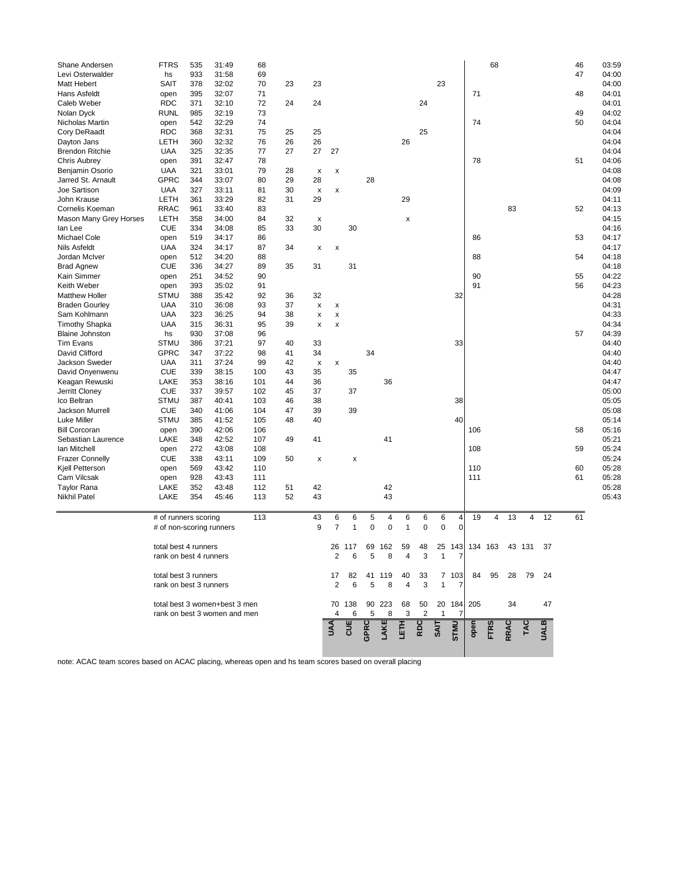| | | | | | | | | | | | | | | | | | | | | | |
|---|---|---|---|---|---|---|---|---|---|---|---|---|---|---|---|---|---|---|---|---|---|
| Shane Andersen | FTRS | 535 | 31:49 | 68 | | | | | | | | | | | | 68 | | | | 46 | 03:59 |
| Levi Osterwalder | hs | 933 | 31:58 | 69 | | | | | | | | | | | | | | | | 47 | 04:00 |
| Matt Hebert | SAIT | 378 | 32:02 | 70 | 23 | 23 | | | | | | | 23 | | | | | | | | 04:00 |
| Hans Asfeldt | open | 395 | 32:07 | 71 | | | | | | | | | | | 71 | | | | | 48 | 04:01 |
| Caleb Weber | RDC | 371 | 32:10 | 72 | 24 | 24 | | | | | | 24 | | | | | | | | | 04:01 |
| Nolan Dyck | RUNL | 985 | 32:19 | 73 | | | | | | | | | | | | | | | | 49 | 04:02 |
| Nicholas Martin | open | 542 | 32:29 | 74 | | | | | | | | | | | 74 | | | | | 50 | 04:04 |
| Cory DeRaadt | RDC | 368 | 32:31 | 75 | 25 | 25 | | | | | | 25 | | | | | | | | | 04:04 |
| Dayton Jans | LETH | 360 | 32:32 | 76 | 26 | 26 | | | | | 26 | | | | | | | | | | 04:04 |
| Brendon Ritchie | UAA | 325 | 32:35 | 77 | 27 | 27 | 27 | | | | | | | | | | | | | | 04:04 |
| Chris Aubrey | open | 391 | 32:47 | 78 | | | | | | | | | | | 78 | | | | | 51 | 04:06 |
| Benjamin Osorio | UAA | 321 | 33:01 | 79 | 28 | x | x | | | | | | | | | | | | | | 04:08 |
| Jarred St. Arnault | GPRC | 344 | 33:07 | 80 | 29 | 28 | | | 28 | | | | | | | | | | | | 04:08 |
| Joe Sartison | UAA | 327 | 33:11 | 81 | 30 | x | x | | | | | | | | | | | | | | 04:09 |
| John Krause | LETH | 361 | 33:29 | 82 | 31 | 29 | | | | | 29 | | | | | | | | | | 04:11 |
| Cornelis Koeman | RRAC | 961 | 33:40 | 83 | | | | | | | | | | | | | 83 | | | 52 | 04:13 |
| Mason Many Grey Horses | LETH | 358 | 34:00 | 84 | 32 | x | | | | | x | | | | | | | | | | 04:15 |
| Ian Lee | CUE | 334 | 34:08 | 85 | 33 | 30 | | 30 | | | | | | | | | | | | | 04:16 |
| Michael Cole | open | 519 | 34:17 | 86 | | | | | | | | | | | 86 | | | | | 53 | 04:17 |
| Nils Asfeldt | UAA | 324 | 34:17 | 87 | 34 | x | x | | | | | | | | | | | | | | 04:17 |
| Jordan McIver | open | 512 | 34:20 | 88 | | | | | | | | | | | 88 | | | | | 54 | 04:18 |
| Brad Agnew | CUE | 336 | 34:27 | 89 | 35 | 31 | | 31 | | | | | | | | | | | | | 04:18 |
| Kain Simmer | open | 251 | 34:52 | 90 | | | | | | | | | | | 90 | | | | | 55 | 04:22 |
| Keith Weber | open | 393 | 35:02 | 91 | | | | | | | | | | | 91 | | | | | 56 | 04:23 |
| Matthew Holler | STMU | 388 | 35:42 | 92 | 36 | 32 | | | | | | | | 32 | | | | | | | 04:28 |
| Braden Gourley | UAA | 310 | 36:08 | 93 | 37 | x | x | | | | | | | | | | | | | | 04:31 |
| Sam Kohlmann | UAA | 323 | 36:25 | 94 | 38 | x | x | | | | | | | | | | | | | | 04:33 |
| Timothy Shapka | UAA | 315 | 36:31 | 95 | 39 | x | x | | | | | | | | | | | | | | 04:34 |
| Blaine Johnston | hs | 930 | 37:08 | 96 | | | | | | | | | | | | | | | | 57 | 04:39 |
| Tim Evans | STMU | 386 | 37:21 | 97 | 40 | 33 | | | | | | | | 33 | | | | | | | 04:40 |
| David Clifford | GPRC | 347 | 37:22 | 98 | 41 | 34 | | | 34 | | | | | | | | | | | | 04:40 |
| Jackson Sweder | UAA | 311 | 37:24 | 99 | 42 | x | x | | | | | | | | | | | | | | 04:40 |
| David Onyenwenu | CUE | 339 | 38:15 | 100 | 43 | 35 | | 35 | | | | | | | | | | | | | 04:47 |
| Keagan Rewuski | LAKE | 353 | 38:16 | 101 | 44 | 36 | | | | 36 | | | | | | | | | | | 04:47 |
| Jerritt Cloney | CUE | 337 | 39:57 | 102 | 45 | 37 | | 37 | | | | | | | | | | | | | 05:00 |
| Ico Beltran | STMU | 387 | 40:41 | 103 | 46 | 38 | | | | | | | | 38 | | | | | | | 05:05 |
| Jackson Murrell | CUE | 340 | 41:06 | 104 | 47 | 39 | | 39 | | | | | | | | | | | | | 05:08 |
| Luke Miller | STMU | 385 | 41:52 | 105 | 48 | 40 | | | | | | | | 40 | | | | | | | 05:14 |
| Bill Corcoran | open | 390 | 42:06 | 106 | | | | | | | | | | | 106 | | | | | 58 | 05:16 |
| Sebastian Laurence | LAKE | 348 | 42:52 | 107 | 49 | 41 | | | | 41 | | | | | | | | | | | 05:21 |
| Ian Mitchell | open | 272 | 43:08 | 108 | | | | | | | | | | | 108 | | | | | 59 | 05:24 |
| Frazer Connelly | CUE | 338 | 43:11 | 109 | 50 | x | | x | | | | | | | | | | | | | 05:24 |
| Kjell Petterson | open | 569 | 43:42 | 110 | | | | | | | | | | | 110 | | | | | 60 | 05:28 |
| Cam Vilcsak | open | 928 | 43:43 | 111 | | | | | | | | | | | 111 | | | | | 61 | 05:28 |
| Taylor Rana | LAKE | 352 | 43:48 | 112 | 51 | 42 | | | | 42 | | | | | | | | | | | 05:28 |
| Nikhil Patel | LAKE | 354 | 45:46 | 113 | 52 | 43 | | | | 43 | | | | | | | | | | | 05:43 |
| | # of runners scoring | | | 113 | | 43 | 6 | 6 | 5 | 4 | 6 | 6 | 6 | 4 | 19 | 4 | 13 | 4 | 12 | 61 | |
| | # of non-scoring runners | | | | | 9 | 7 | 1 | 0 | 0 | 1 | 0 | 0 | 0 | | | | | | | |
| | total best 4 runners | | | | | | 26 | 117 | 69 | 162 | 59 | 48 | 25 | 143 | 134 | 163 | 43 | 131 | 37 | | |
| | rank on best 4 runners | | | | | | 2 | 6 | 5 | 8 | 4 | 3 | 1 | 7 | | | | | | | |
| | total best 3 runners | | | | | | 17 | 82 | 41 | 119 | 40 | 33 | 7 | 103 | 84 | 95 | 28 | 79 | 24 | | |
| | rank on best 3 runners | | | | | | 2 | 6 | 5 | 8 | 4 | 3 | 1 | 7 | | | | | | | |
| | total best 3 women+best 3 men | | | | | | 70 | 138 | 90 | 223 | 68 | 50 | 20 | 184 | 205 | | 34 | | 47 | | |
| | rank on best 3 women and men | | | | | | 4 | 6 | 5 | 8 | 3 | 2 | 1 | 7 | | | | | | | |
| | | | | | | | UAA | CUE | GPRC | LAKE | LETH | RDC | SAIT | STMU | open | FTRS | RRAC | TAC | UALB | | |

note: ACAC team scores based on ACAC placing, whereas open and hs team scores based on overall placing